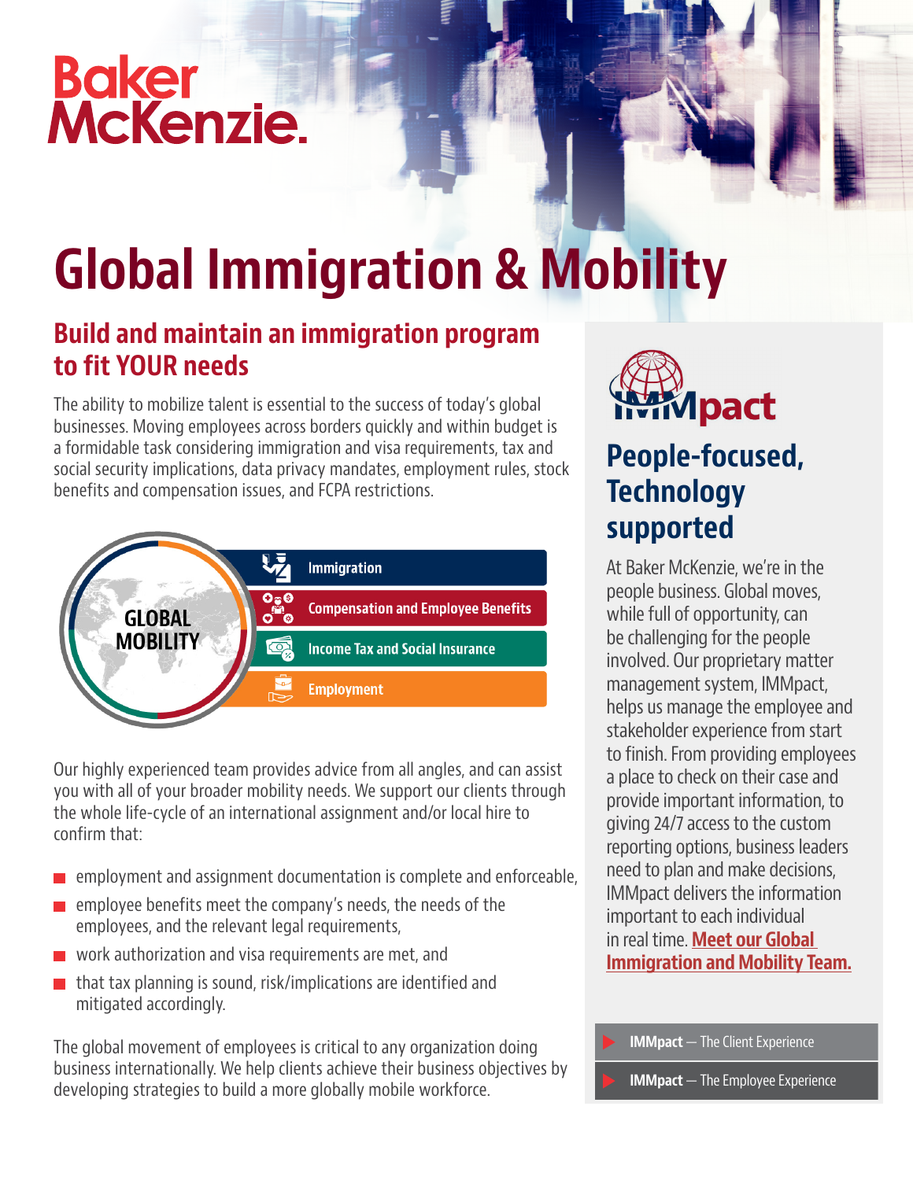Baker McKenzie.

# Global Immigration & Mobility

## Build and maintain an immigration program to fit YOUR needs

The ability to mobilize talent is essential to the success of today's global businesses. Moving employees across borders quickly and within budget is a formidable task considering immigration and visa requirements, tax and social security implications, data privacy mandates, employment rules, stock benefits and compensation issues, and FCPA restrictions.

GLOBAL MOBILITY

- Immigration
- Compensation and Employee Benefits
- Income Tax and Social Insurance
- Employment

Our highly experienced team provides advice from all angles, and can assist you with all of your broader mobility needs. We support our clients through the whole life-cycle of an international assignment and/or local hire to confirm that:

- employment and assignment documentation is complete and enforceable,
- employee benefits meet the company's needs, the needs of the employees, and the relevant legal requirements,
- work authorization and visa requirements are met, and
- that tax planning is sound, risk/implications are identified and mitigated accordingly.

The global movement of employees is critical to any organization doing business internationally. We help clients achieve their business objectives by developing strategies to build a more globally mobile workforce.

IMMpact

## People-focused, Technology supported

At Baker McKenzie, we're in the people business. Global moves, while full of opportunity, can be challenging for the people involved. Our proprietary matter management system, IMMpact, helps us manage the employee and stakeholder experience from start to finish. From providing employees a place to check on their case and provide important information, to giving 24/7 access to the custom reporting options, business leaders need to plan and make decisions, IMMpact delivers the information important to each individual in real time. **Meet our Global Immigration and Mobility Team.**

- **IMMpact** — The Client Experience
- **IMMpact** — The Employee Experience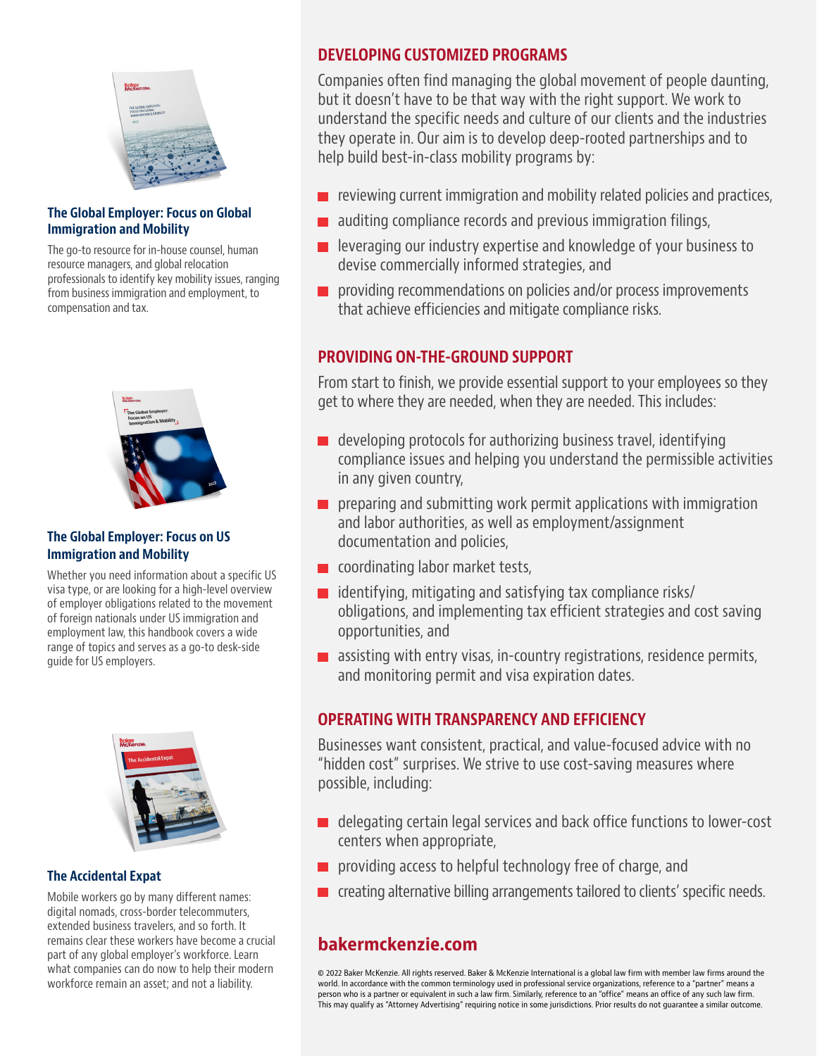### The Global Employer: Focus on Global Immigration and Mobility

The go-to resource for in-house counsel, human resource managers, and global relocation professionals to identify key mobility issues, ranging from business immigration and employment, to compensation and tax.

### The Global Employer: Focus on US Immigration and Mobility

Whether you need information about a specific US visa type, or are looking for a high-level overview of employer obligations related to the movement of foreign nationals under US immigration and employment law, this handbook covers a wide range of topics and serves as a go-to desk-side guide for US employers.

### The Accidental Expat

Mobile workers go by many different names: digital nomads, cross-border telecommuters, extended business travelers, and so forth. It remains clear these workers have become a crucial part of any global employer's workforce. Learn what companies can do now to help their modern workforce remain an asset; and not a liability.

## DEVELOPING CUSTOMIZED PROGRAMS

Companies often find managing the global movement of people daunting, but it doesn't have to be that way with the right support. We work to understand the specific needs and culture of our clients and the industries they operate in. Our aim is to develop deep-rooted partnerships and to help build best-in-class mobility programs by:

- reviewing current immigration and mobility related policies and practices,
- auditing compliance records and previous immigration filings,
- leveraging our industry expertise and knowledge of your business to devise commercially informed strategies, and
- providing recommendations on policies and/or process improvements that achieve efficiencies and mitigate compliance risks.

## PROVIDING ON-THE-GROUND SUPPORT

From start to finish, we provide essential support to your employees so they get to where they are needed, when they are needed. This includes:

- developing protocols for authorizing business travel, identifying compliance issues and helping you understand the permissible activities in any given country,
- preparing and submitting work permit applications with immigration and labor authorities, as well as employment/assignment documentation and policies,
- coordinating labor market tests,
- identifying, mitigating and satisfying tax compliance risks/obligations, and implementing tax efficient strategies and cost saving opportunities, and
- assisting with entry visas, in-country registrations, residence permits, and monitoring permit and visa expiration dates.

## OPERATING WITH TRANSPARENCY AND EFFICIENCY

Businesses want consistent, practical, and value-focused advice with no "hidden cost" surprises. We strive to use cost-saving measures where possible, including:

- delegating certain legal services and back office functions to lower-cost centers when appropriate,
- providing access to helpful technology free of charge, and
- creating alternative billing arrangements tailored to clients' specific needs.

## bakermckenzie.com

© 2022 Baker McKenzie. All rights reserved. Baker & McKenzie International is a global law firm with member law firms around the world. In accordance with the common terminology used in professional service organizations, reference to a "partner" means a person who is a partner or equivalent in such a law firm. Similarly, reference to an "office" means an office of any such law firm. This may qualify as "Attorney Advertising" requiring notice in some jurisdictions. Prior results do not guarantee a similar outcome.